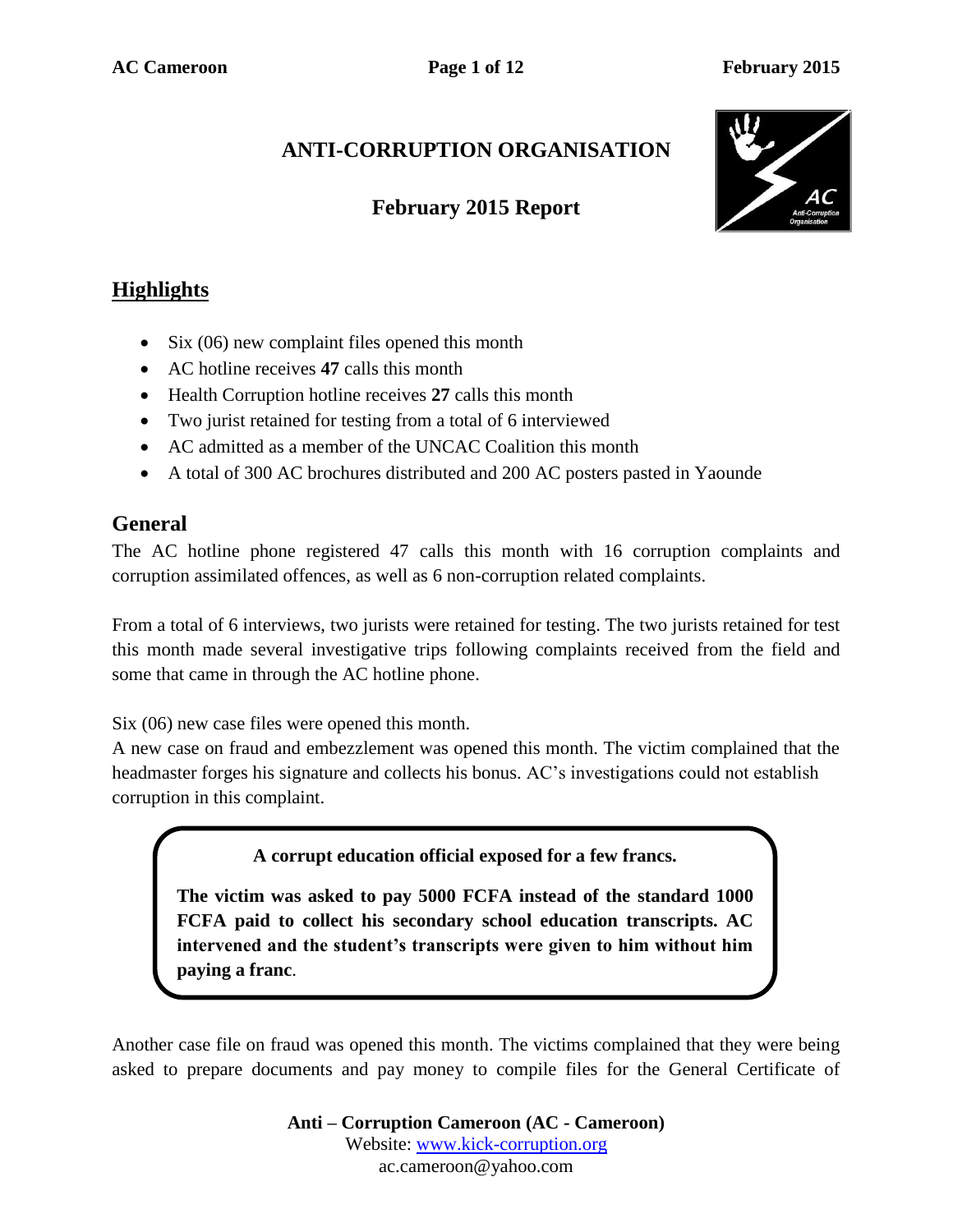# ANTI-CORRUPTION ORGANISATION

## February 2015 Report

## Highlights

- Six (06) new complaint files opened this month
- AC hotline receives **47** calls this month
- Health Corruption hotline receives **27** calls this month
- Two jurist retained for testing from a total of 6 interviewed
- AC admitted as a member of the UNCAC Coalition this month
- A total of 300 AC brochures distributed and 200 AC posters pasted in Yaounde

## General

The AC hotline phone registered 47 calls this month with 16 corruption complaints and corruption assimilated offences, as well as 6 non-corruption related complaints.

From a total of 6 interviews, two jurists were retained for testing. The two jurists retained for test this month made several investigative trips following complaints received from the field and some that came in through the AC hotline phone.

Six (06) new case files were opened this month.
A new case on fraud and embezzlement was opened this month. The victim complained that the headmaster forges his signature and collects his bonus. AC's investigations could not establish corruption in this complaint.

> **A corrupt education official exposed for a few francs.**
>
> **The victim was asked to pay 5000 FCFA instead of the standard 1000 FCFA paid to collect his secondary school education transcripts. AC intervened and the student's transcripts were given to him without him paying a franc**.

Another case file on fraud was opened this month. The victims complained that they were being asked to prepare documents and pay money to compile files for the General Certificate of

Anti – Corruption Cameroon (AC - Cameroon)
Website: www.kick-corruption.org
ac.cameroon@yahoo.com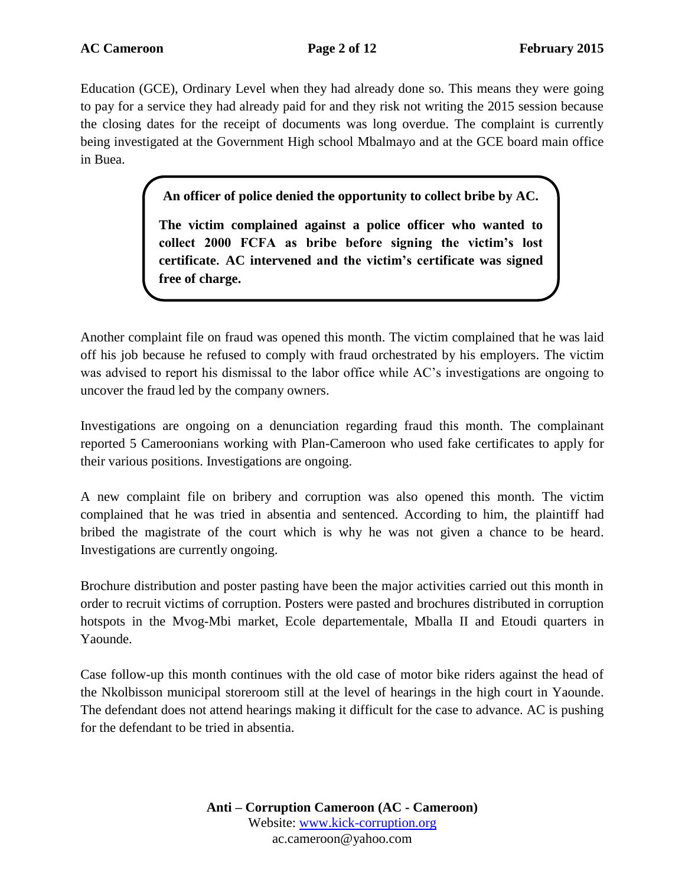Education (GCE), Ordinary Level when they had already done so. This means they were going to pay for a service they had already paid for and they risk not writing the 2015 session because the closing dates for the receipt of documents was long overdue. The complaint is currently being investigated at the Government High school Mbalmayo and at the GCE board main office in Buea.

> **An officer of police denied the opportunity to collect bribe by AC.**
>
> **The victim complained against a police officer who wanted to collect 2000 FCFA as bribe before signing the victim's lost certificate. AC intervened and the victim's certificate was signed free of charge.**

Another complaint file on fraud was opened this month. The victim complained that he was laid off his job because he refused to comply with fraud orchestrated by his employers. The victim was advised to report his dismissal to the labor office while AC's investigations are ongoing to uncover the fraud led by the company owners.

Investigations are ongoing on a denunciation regarding fraud this month. The complainant reported 5 Cameroonians working with Plan-Cameroon who used fake certificates to apply for their various positions. Investigations are ongoing.

A new complaint file on bribery and corruption was also opened this month. The victim complained that he was tried in absentia and sentenced. According to him, the plaintiff had bribed the magistrate of the court which is why he was not given a chance to be heard. Investigations are currently ongoing.

Brochure distribution and poster pasting have been the major activities carried out this month in order to recruit victims of corruption. Posters were pasted and brochures distributed in corruption hotspots in the Mvog-Mbi market, Ecole departementale, Mballa II and Etoudi quarters in Yaounde.

Case follow-up this month continues with the old case of motor bike riders against the head of the Nkolbisson municipal storeroom still at the level of hearings in the high court in Yaounde. The defendant does not attend hearings making it difficult for the case to advance. AC is pushing for the defendant to be tried in absentia.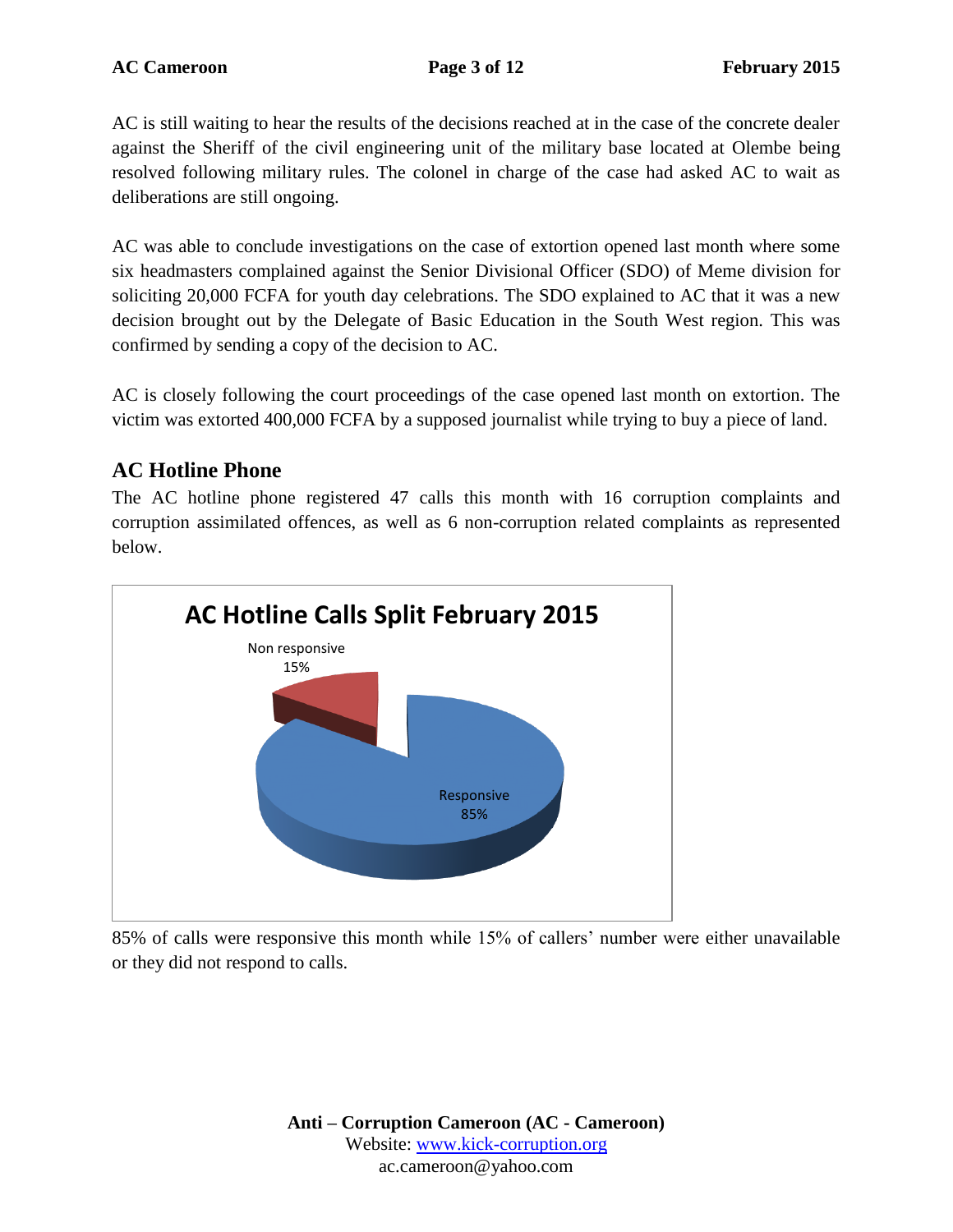AC is still waiting to hear the results of the decisions reached at in the case of the concrete dealer against the Sheriff of the civil engineering unit of the military base located at Olembe being resolved following military rules. The colonel in charge of the case had asked AC to wait as deliberations are still ongoing.

AC was able to conclude investigations on the case of extortion opened last month where some six headmasters complained against the Senior Divisional Officer (SDO) of Meme division for soliciting 20,000 FCFA for youth day celebrations. The SDO explained to AC that it was a new decision brought out by the Delegate of Basic Education in the South West region. This was confirmed by sending a copy of the decision to AC.

AC is closely following the court proceedings of the case opened last month on extortion. The victim was extorted 400,000 FCFA by a supposed journalist while trying to buy a piece of land.

## AC Hotline Phone

The AC hotline phone registered 47 calls this month with 16 corruption complaints and corruption assimilated offences, as well as 6 non-corruption related complaints as represented below.

**AC Hotline Calls Split February 2015**

| Category | Share |
|---|---|
| Non responsive | 15% |
| Responsive | 85% |

85% of calls were responsive this month while 15% of callers' number were either unavailable or they did not respond to calls.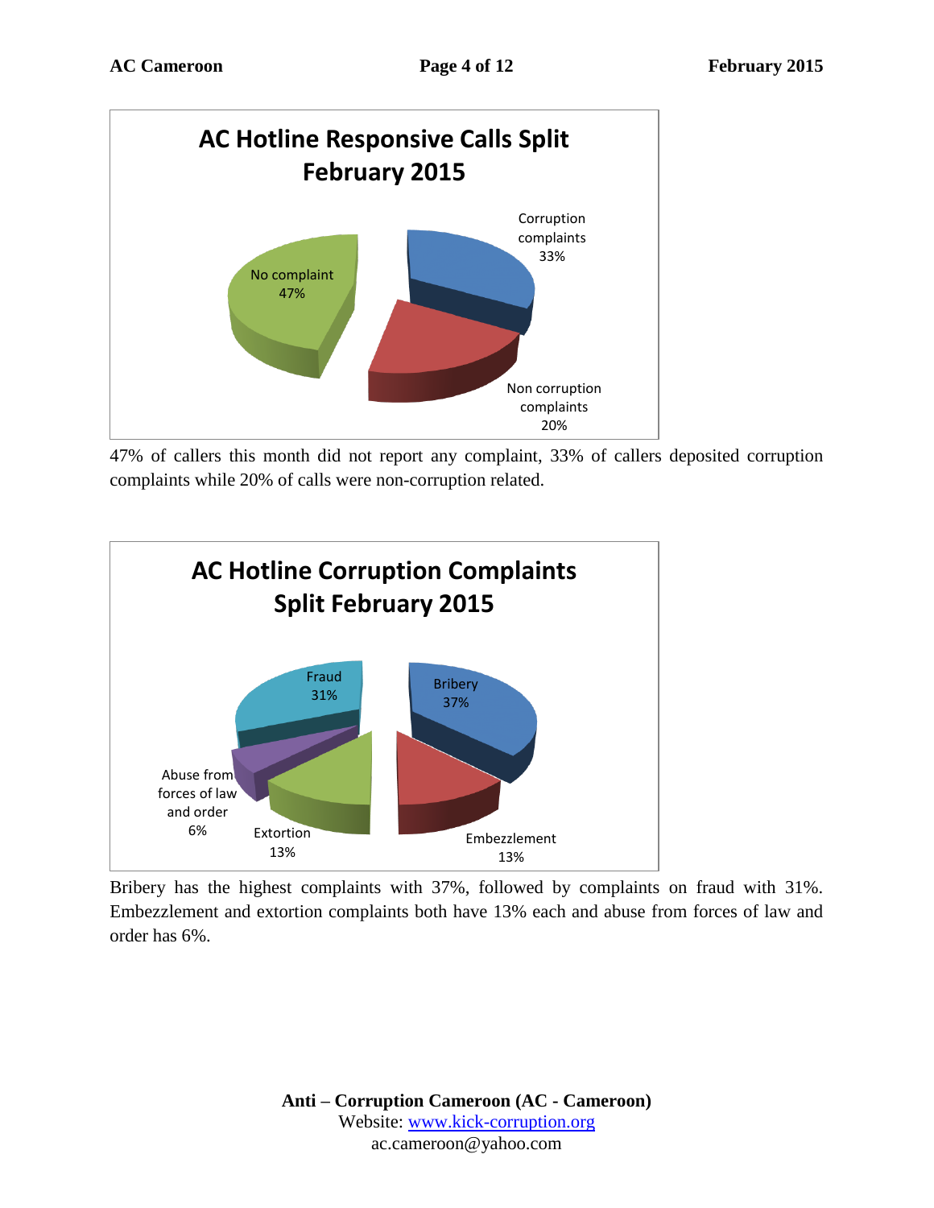**AC Hotline Responsive Calls Split February 2015**

No complaint 47%

Corruption complaints 33%

Non corruption complaints 20%

47% of callers this month did not report any complaint, 33% of callers deposited corruption complaints while 20% of calls were non-corruption related.

**AC Hotline Corruption Complaints Split February 2015**

Fraud 31%

Bribery 37%

Abuse from forces of law and order 6%

Extortion 13%

Embezzlement 13%

Bribery has the highest complaints with 37%, followed by complaints on fraud with 31%. Embezzlement and extortion complaints both have 13% each and abuse from forces of law and order has 6%.

**Anti – Corruption Cameroon (AC - Cameroon)**
Website: www.kick-corruption.org
ac.cameroon@yahoo.com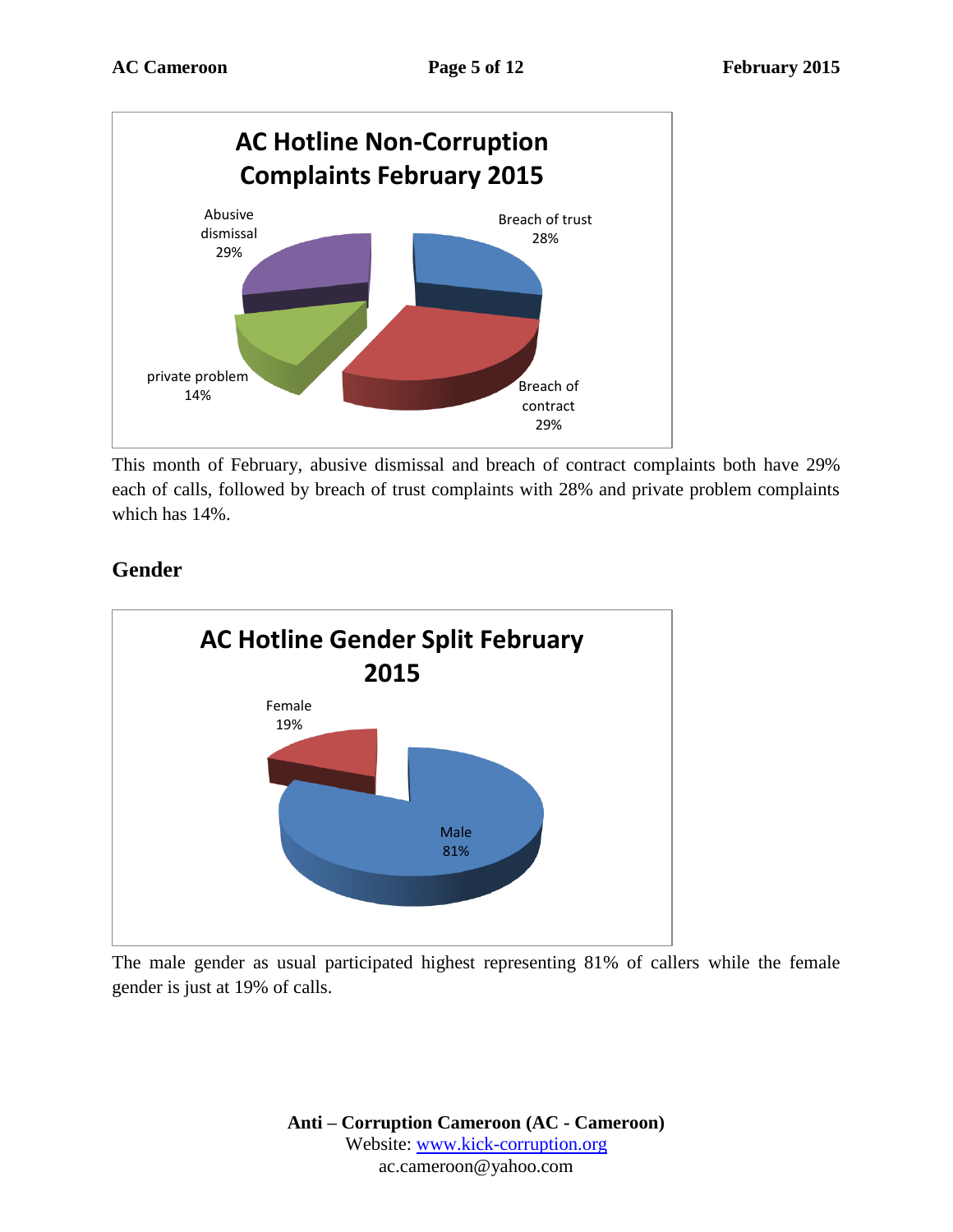**AC Hotline Non-Corruption Complaints February 2015**

Abusive dismissal 29%

Breach of trust 28%

private problem 14%

Breach of contract 29%

This month of February, abusive dismissal and breach of contract complaints both have 29% each of calls, followed by breach of trust complaints with 28% and private problem complaints which has 14%.

## Gender

**AC Hotline Gender Split February 2015**

Female 19%

Male 81%

The male gender as usual participated highest representing 81% of callers while the female gender is just at 19% of calls.

**Anti – Corruption Cameroon (AC - Cameroon)**
Website: www.kick-corruption.org
ac.cameroon@yahoo.com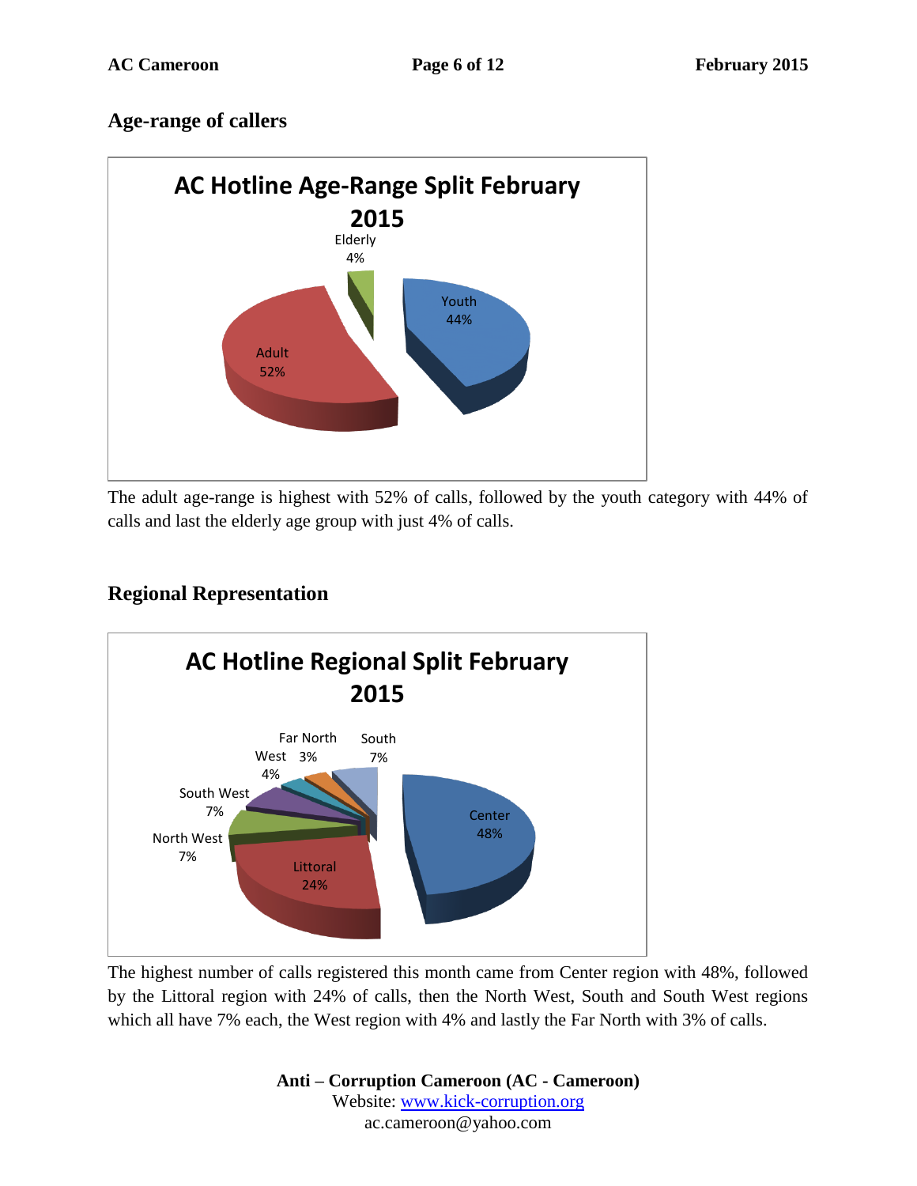## Age-range of callers

The adult age-range is highest with 52% of calls, followed by the youth category with 44% of calls and last the elderly age group with just 4% of calls.

## Regional Representation

The highest number of calls registered this month came from Center region with 48%, followed by the Littoral region with 24% of calls, then the North West, South and South West regions which all have 7% each, the West region with 4% and lastly the Far North with 3% of calls.

**Anti – Corruption Cameroon (AC - Cameroon)**
Website: www.kick-corruption.org
ac.cameroon@yahoo.com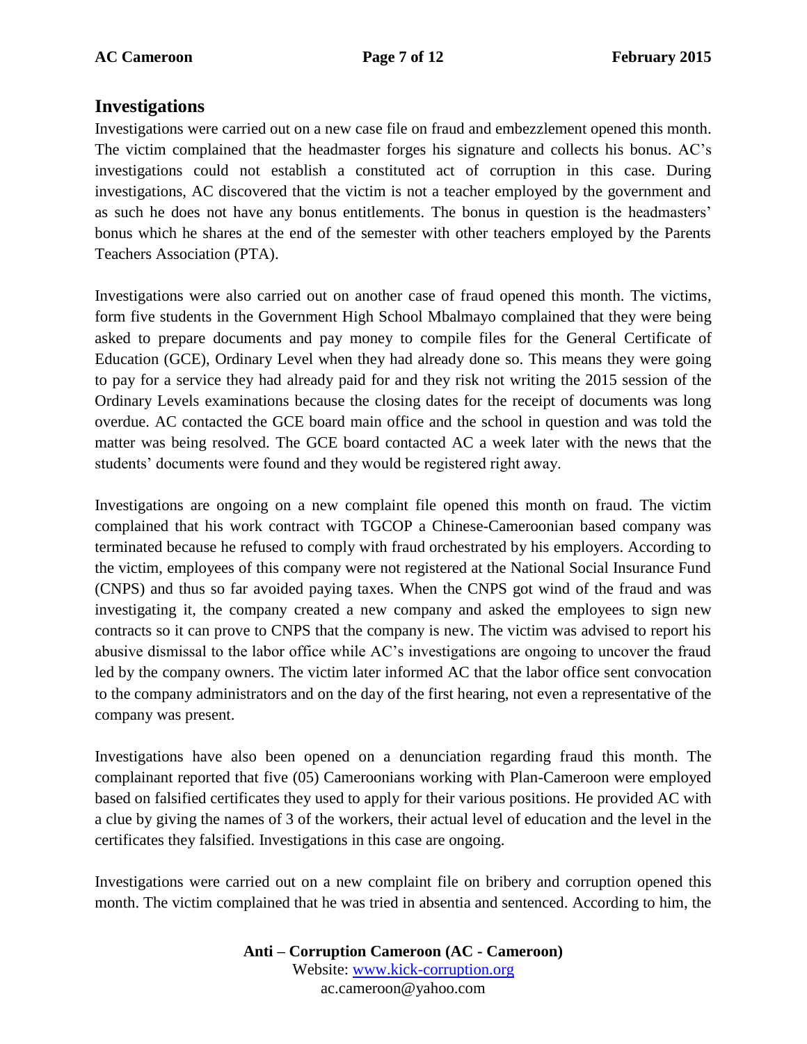## Investigations

Investigations were carried out on a new case file on fraud and embezzlement opened this month. The victim complained that the headmaster forges his signature and collects his bonus. AC's investigations could not establish a constituted act of corruption in this case. During investigations, AC discovered that the victim is not a teacher employed by the government and as such he does not have any bonus entitlements. The bonus in question is the headmasters' bonus which he shares at the end of the semester with other teachers employed by the Parents Teachers Association (PTA).

Investigations were also carried out on another case of fraud opened this month. The victims, form five students in the Government High School Mbalmayo complained that they were being asked to prepare documents and pay money to compile files for the General Certificate of Education (GCE), Ordinary Level when they had already done so. This means they were going to pay for a service they had already paid for and they risk not writing the 2015 session of the Ordinary Levels examinations because the closing dates for the receipt of documents was long overdue. AC contacted the GCE board main office and the school in question and was told the matter was being resolved. The GCE board contacted AC a week later with the news that the students' documents were found and they would be registered right away.

Investigations are ongoing on a new complaint file opened this month on fraud. The victim complained that his work contract with TGCOP a Chinese-Cameroonian based company was terminated because he refused to comply with fraud orchestrated by his employers. According to the victim, employees of this company were not registered at the National Social Insurance Fund (CNPS) and thus so far avoided paying taxes. When the CNPS got wind of the fraud and was investigating it, the company created a new company and asked the employees to sign new contracts so it can prove to CNPS that the company is new. The victim was advised to report his abusive dismissal to the labor office while AC's investigations are ongoing to uncover the fraud led by the company owners. The victim later informed AC that the labor office sent convocation to the company administrators and on the day of the first hearing, not even a representative of the company was present.

Investigations have also been opened on a denunciation regarding fraud this month. The complainant reported that five (05) Cameroonians working with Plan-Cameroon were employed based on falsified certificates they used to apply for their various positions. He provided AC with a clue by giving the names of 3 of the workers, their actual level of education and the level in the certificates they falsified. Investigations in this case are ongoing.

Investigations were carried out on a new complaint file on bribery and corruption opened this month. The victim complained that he was tried in absentia and sentenced. According to him, the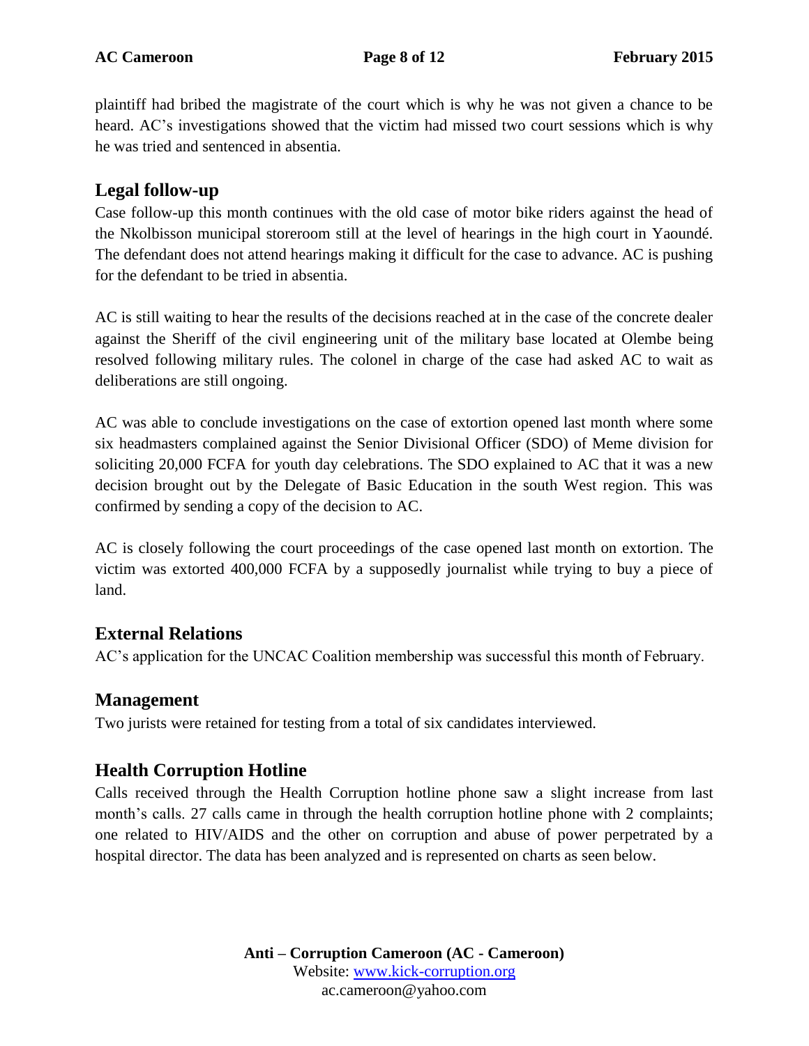plaintiff had bribed the magistrate of the court which is why he was not given a chance to be heard. AC's investigations showed that the victim had missed two court sessions which is why he was tried and sentenced in absentia.

## Legal follow-up

Case follow-up this month continues with the old case of motor bike riders against the head of the Nkolbisson municipal storeroom still at the level of hearings in the high court in Yaoundé. The defendant does not attend hearings making it difficult for the case to advance. AC is pushing for the defendant to be tried in absentia.

AC is still waiting to hear the results of the decisions reached at in the case of the concrete dealer against the Sheriff of the civil engineering unit of the military base located at Olembe being resolved following military rules. The colonel in charge of the case had asked AC to wait as deliberations are still ongoing.

AC was able to conclude investigations on the case of extortion opened last month where some six headmasters complained against the Senior Divisional Officer (SDO) of Meme division for soliciting 20,000 FCFA for youth day celebrations. The SDO explained to AC that it was a new decision brought out by the Delegate of Basic Education in the south West region. This was confirmed by sending a copy of the decision to AC.

AC is closely following the court proceedings of the case opened last month on extortion. The victim was extorted 400,000 FCFA by a supposedly journalist while trying to buy a piece of land.

## External Relations

AC's application for the UNCAC Coalition membership was successful this month of February.

## Management

Two jurists were retained for testing from a total of six candidates interviewed.

## Health Corruption Hotline

Calls received through the Health Corruption hotline phone saw a slight increase from last month's calls. 27 calls came in through the health corruption hotline phone with 2 complaints; one related to HIV/AIDS and the other on corruption and abuse of power perpetrated by a hospital director. The data has been analyzed and is represented on charts as seen below.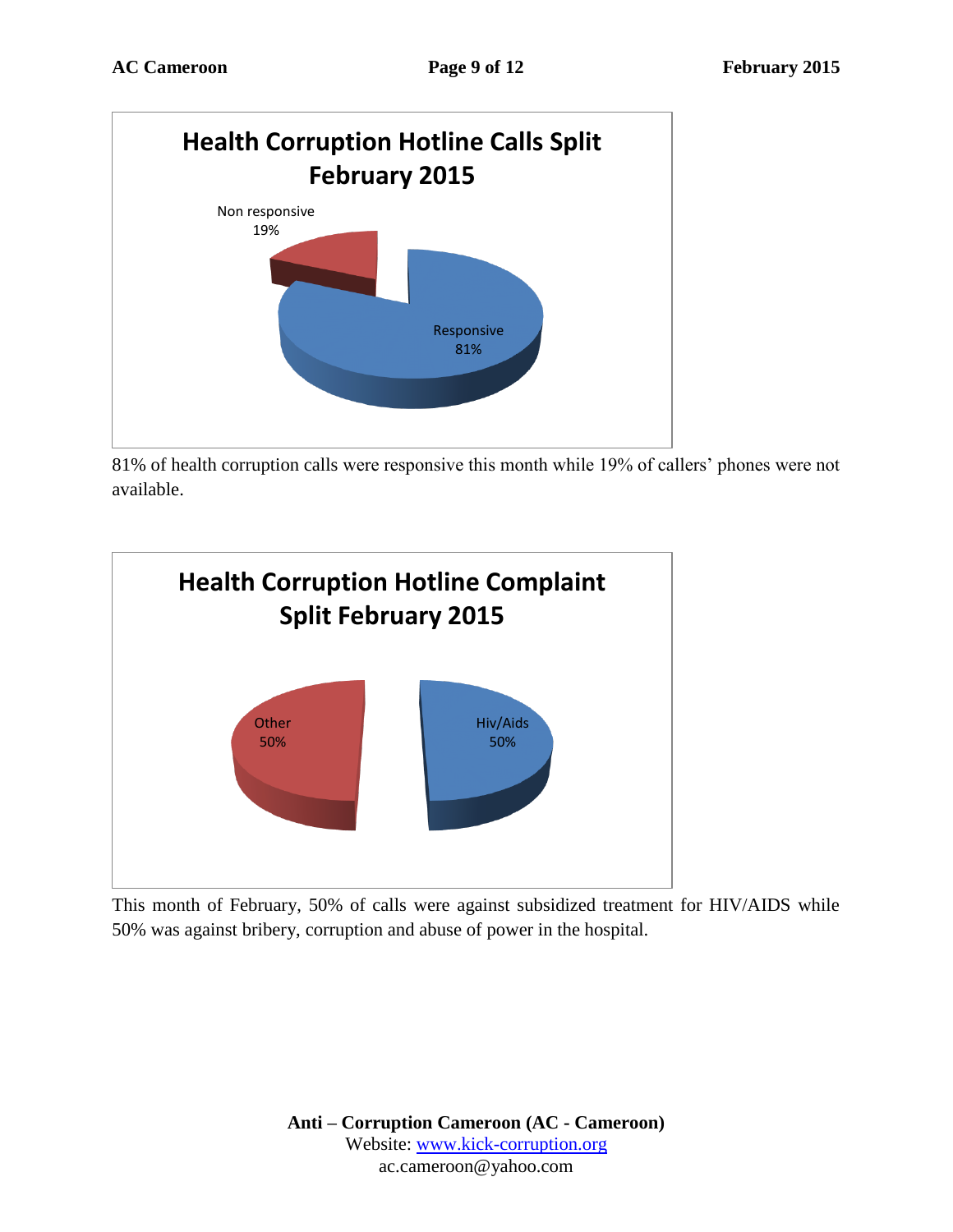**Health Corruption Hotline Calls Split February 2015**

Non responsive 19%

Responsive 81%

81% of health corruption calls were responsive this month while 19% of callers' phones were not available.

**Health Corruption Hotline Complaint Split February 2015**

Other 50%

Hiv/Aids 50%

This month of February, 50% of calls were against subsidized treatment for HIV/AIDS while 50% was against bribery, corruption and abuse of power in the hospital.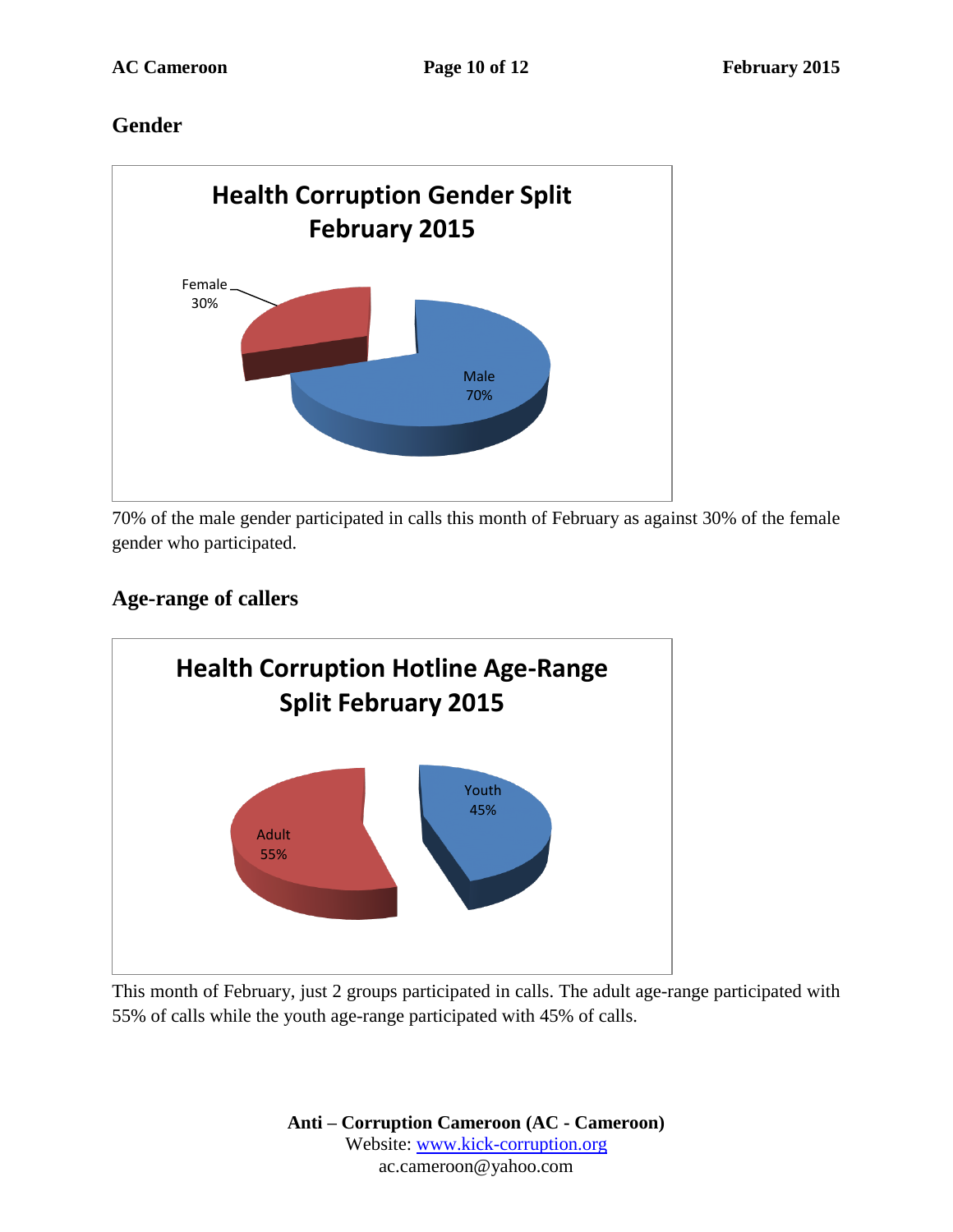## Gender

**Health Corruption Gender Split February 2015**

Female 30%

Male 70%

70% of the male gender participated in calls this month of February as against 30% of the female gender who participated.

## Age-range of callers

**Health Corruption Hotline Age-Range Split February 2015**

Youth 45%

Adult 55%

This month of February, just 2 groups participated in calls. The adult age-range participated with 55% of calls while the youth age-range participated with 45% of calls.

**Anti – Corruption Cameroon (AC - Cameroon)**
Website: www.kick-corruption.org
ac.cameroon@yahoo.com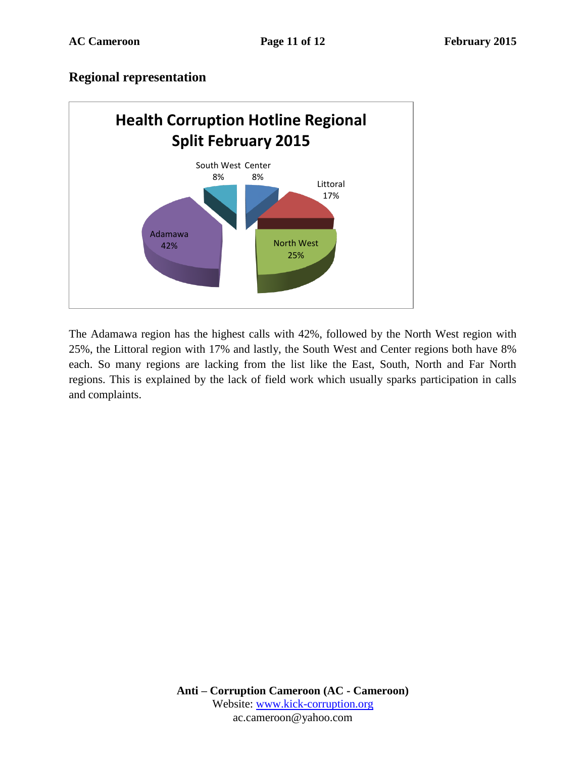## Regional representation

**Health Corruption Hotline Regional Split February 2015**

| Region | Percentage |
|---|---|
| Adamawa | 42% |
| North West | 25% |
| Littoral | 17% |
| South West | 8% |
| Center | 8% |

The Adamawa region has the highest calls with 42%, followed by the North West region with 25%, the Littoral region with 17% and lastly, the South West and Center regions both have 8% each. So many regions are lacking from the list like the East, South, North and Far North regions. This is explained by the lack of field work which usually sparks participation in calls and complaints.

**Anti – Corruption Cameroon (AC - Cameroon)**
Website: www.kick-corruption.org
ac.cameroon@yahoo.com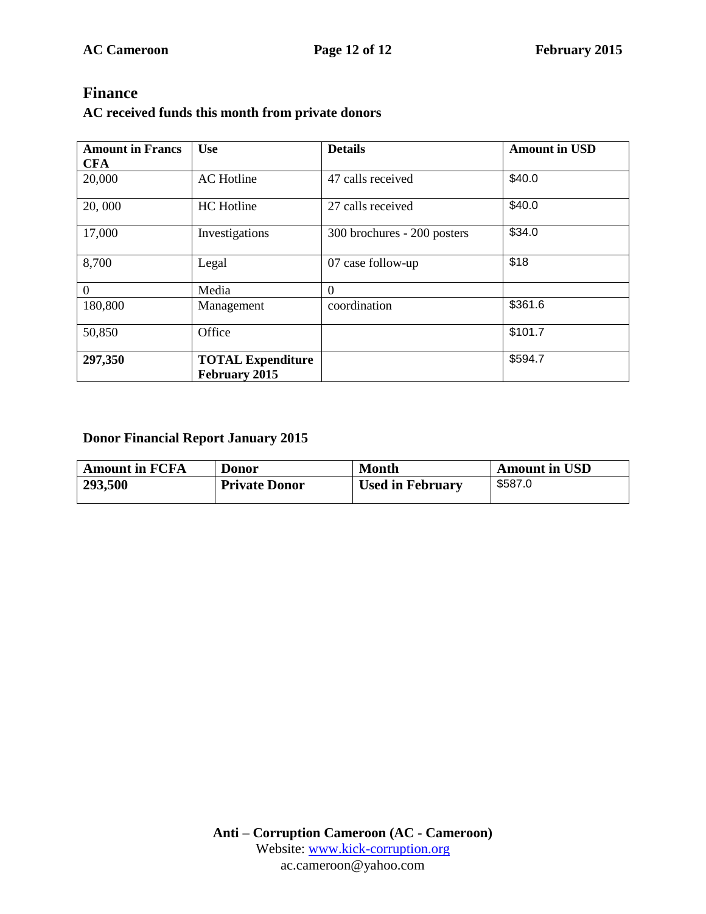## Finance

**AC received funds this month from private donors**

| Amount in Francs CFA | Use | Details | Amount in USD |
|---|---|---|---|
| 20,000 | AC Hotline | 47 calls received | $40.0 |
| 20, 000 | HC Hotline | 27 calls received | $40.0 |
| 17,000 | Investigations | 300 brochures - 200 posters | $34.0 |
| 8,700 | Legal | 07 case follow-up | $18 |
| 0 | Media | 0 | |
| 180,800 | Management | coordination | $361.6 |
| 50,850 | Office | | $101.7 |
| **297,350** | **TOTAL Expenditure February 2015** | | $594.7 |

**Donor Financial Report January 2015**

| Amount in FCFA | Donor | Month | Amount in USD |
|---|---|---|---|
| **293,500** | **Private Donor** | **Used in February** | $587.0 |

**Anti – Corruption Cameroon (AC - Cameroon)**
Website: [www.kick-corruption.org](www.kick-corruption.org)
ac.cameroon@yahoo.com